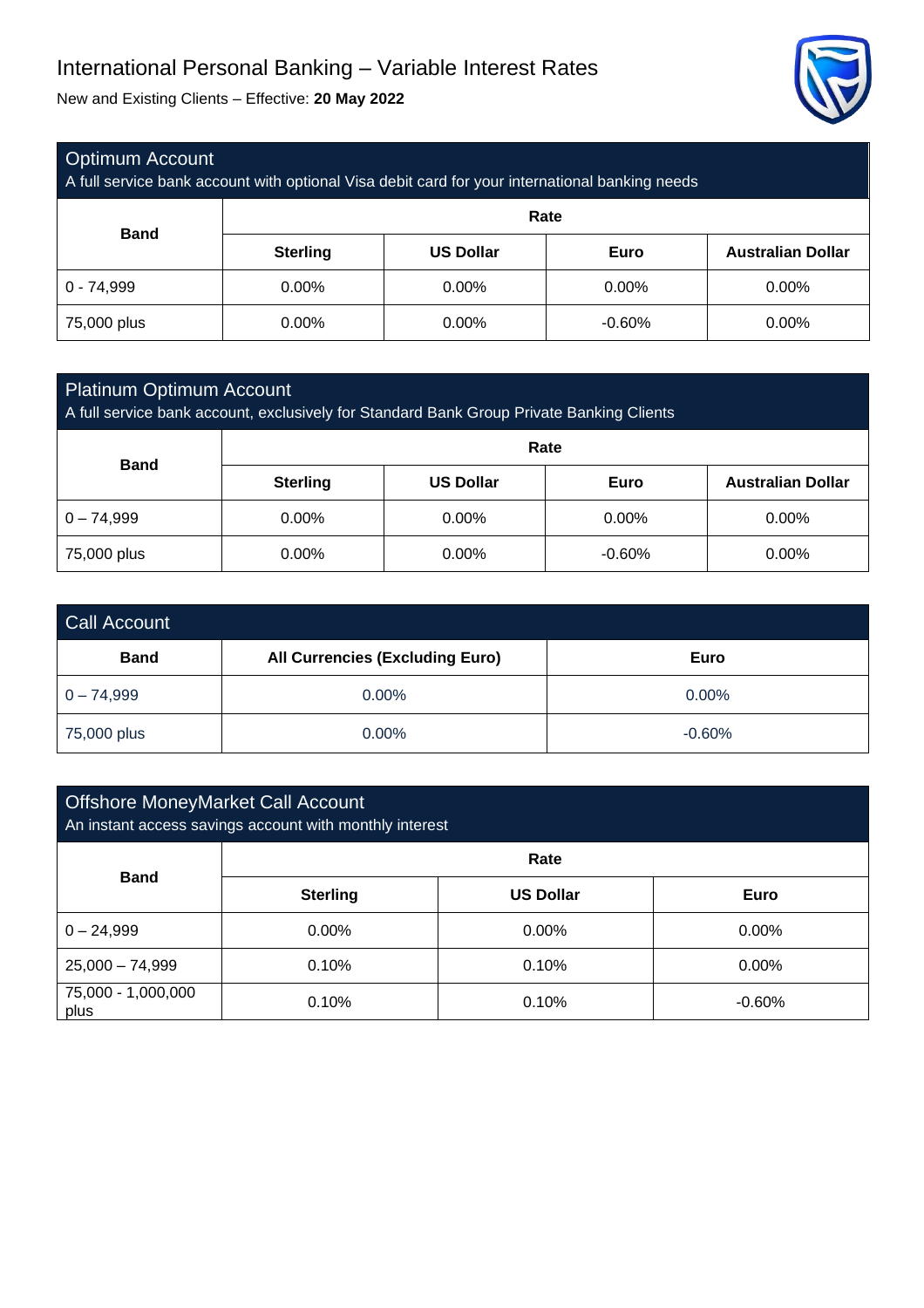# International Personal Banking – Variable Interest Rates

New and Existing Clients – Effective: **20 May 2022**

## Optimum Account

A full service bank account with optional Visa debit card for your international banking needs

| Band | Rate | | | |
|---|---|---|---|---|
| | **Sterling** | **US Dollar** | **Euro** | **Australian Dollar** |
| 0 - 74,999 | 0.00% | 0.00% | 0.00% | 0.00% |
| 75,000 plus | 0.00% | 0.00% | -0.60% | 0.00% |

## Platinum Optimum Account

A full service bank account, exclusively for Standard Bank Group Private Banking Clients

| Band | Rate | | | |
|---|---|---|---|---|
| | **Sterling** | **US Dollar** | **Euro** | **Australian Dollar** |
| 0 – 74,999 | 0.00% | 0.00% | 0.00% | 0.00% |
| 75,000 plus | 0.00% | 0.00% | -0.60% | 0.00% |

## Call Account

| Band | All Currencies (Excluding Euro) | Euro |
|---|---|---|
| 0 – 74,999 | 0.00% | 0.00% |
| 75,000 plus | 0.00% | -0.60% |

## Offshore MoneyMarket Call Account

An instant access savings account with monthly interest

| Band | Rate | | |
|---|---|---|---|
| | **Sterling** | **US Dollar** | **Euro** |
| 0 – 24,999 | 0.00% | 0.00% | 0.00% |
| 25,000 – 74,999 | 0.10% | 0.10% | 0.00% |
| 75,000 - 1,000,000 plus | 0.10% | 0.10% | -0.60% |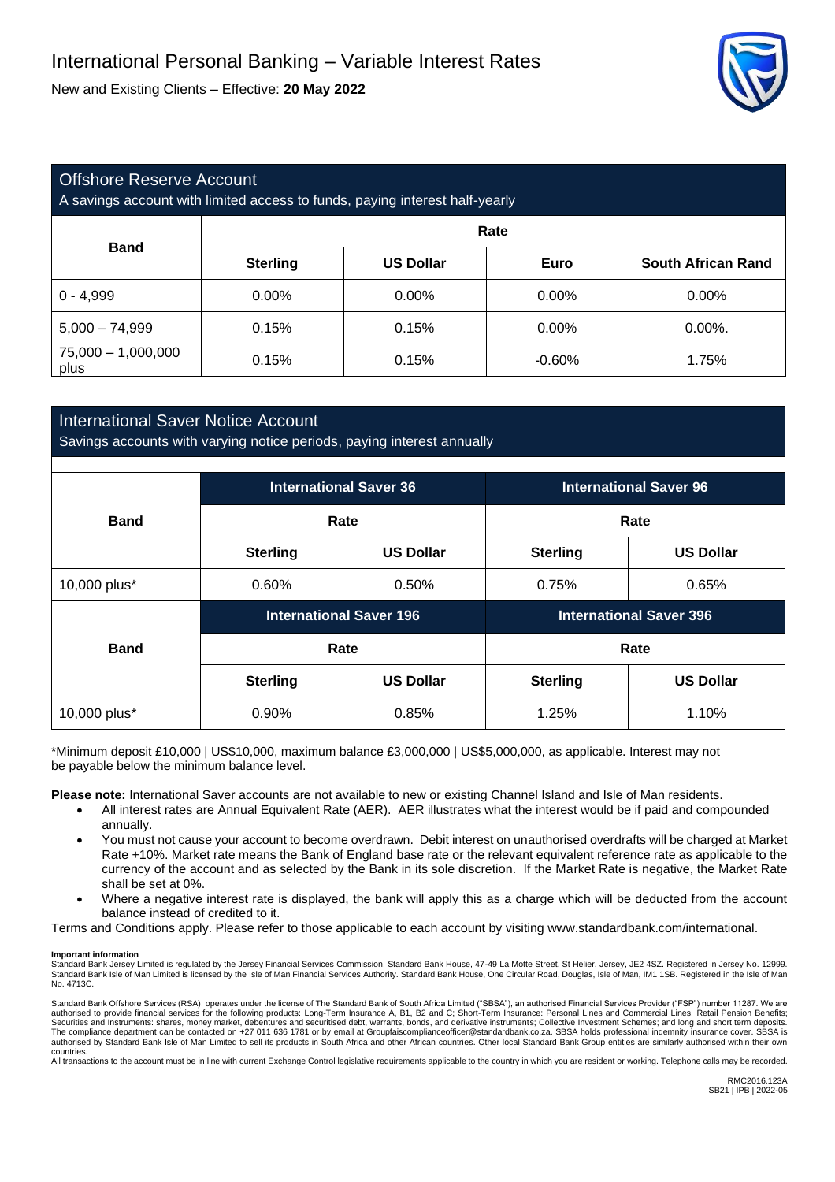# International Personal Banking – Variable Interest Rates

New and Existing Clients – Effective: **20 May 2022**

## Offshore Reserve Account

A savings account with limited access to funds, paying interest half-yearly

| Band | Rate | | | |
|---|---|---|---|---|
| | Sterling | US Dollar | Euro | South African Rand |
| 0 - 4,999 | 0.00% | 0.00% | 0.00% | 0.00% |
| 5,000 – 74,999 | 0.15% | 0.15% | 0.00% | 0.00%. |
| 75,000 – 1,000,000 plus | 0.15% | 0.15% | -0.60% | 1.75% |

## International Saver Notice Account

Savings accounts with varying notice periods, paying interest annually

| Band | International Saver 36 | | International Saver 96 | |
|---|---|---|---|---|
| | Rate | | Rate | |
| | Sterling | US Dollar | Sterling | US Dollar |
| 10,000 plus* | 0.60% | 0.50% | 0.75% | 0.65% |

| Band | International Saver 196 | | International Saver 396 | |
|---|---|---|---|---|
| | Rate | | Rate | |
| | Sterling | US Dollar | Sterling | US Dollar |
| 10,000 plus* | 0.90% | 0.85% | 1.25% | 1.10% |

*Minimum deposit £10,000 | US$10,000, maximum balance £3,000,000 | US$5,000,000, as applicable. Interest may not be payable below the minimum balance level.

**Please note:** International Saver accounts are not available to new or existing Channel Island and Isle of Man residents.

- All interest rates are Annual Equivalent Rate (AER). AER illustrates what the interest would be if paid and compounded annually.
- You must not cause your account to become overdrawn. Debit interest on unauthorised overdrafts will be charged at Market Rate +10%. Market rate means the Bank of England base rate or the relevant equivalent reference rate as applicable to the currency of the account and as selected by the Bank in its sole discretion. If the Market Rate is negative, the Market Rate shall be set at 0%.
- Where a negative interest rate is displayed, the bank will apply this as a charge which will be deducted from the account balance instead of credited to it.

Terms and Conditions apply. Please refer to those applicable to each account by visiting www.standardbank.com/international.

**Important information**

Standard Bank Jersey Limited is regulated by the Jersey Financial Services Commission. Standard Bank House, 47-49 La Motte Street, St Helier, Jersey, JE2 4SZ. Registered in Jersey No. 12999. Standard Bank Isle of Man Limited is licensed by the Isle of Man Financial Services Authority. Standard Bank House, One Circular Road, Douglas, Isle of Man, IM1 1SB. Registered in the Isle of Man No. 4713C.

Standard Bank Offshore Services (RSA), operates under the license of The Standard Bank of South Africa Limited ("SBSA"), an authorised Financial Services Provider ("FSP") number 11287. We are authorised to provide financial services for the following products: Long-Term Insurance A, B1, B2 and C; Short-Term Insurance: Personal Lines and Commercial Lines; Retail Pension Benefits; Securities and Instruments: shares, money market, debentures and securitised debt, warrants, bonds, and derivative instruments; Collective Investment Schemes; and long and short term deposits. The compliance department can be contacted on +27 011 636 1781 or by email at Groupfaiscomplianceofficer@standardbank.co.za. SBSA holds professional indemnity insurance cover. SBSA is authorised by Standard Bank Isle of Man Limited to sell its products in South Africa and other African countries. Other local Standard Bank Group entities are similarly authorised within their own countries.

All transactions to the account must be in line with current Exchange Control legislative requirements applicable to the country in which you are resident or working. Telephone calls may be recorded.

RMC2016.123A
SB21 | IPB | 2022-05